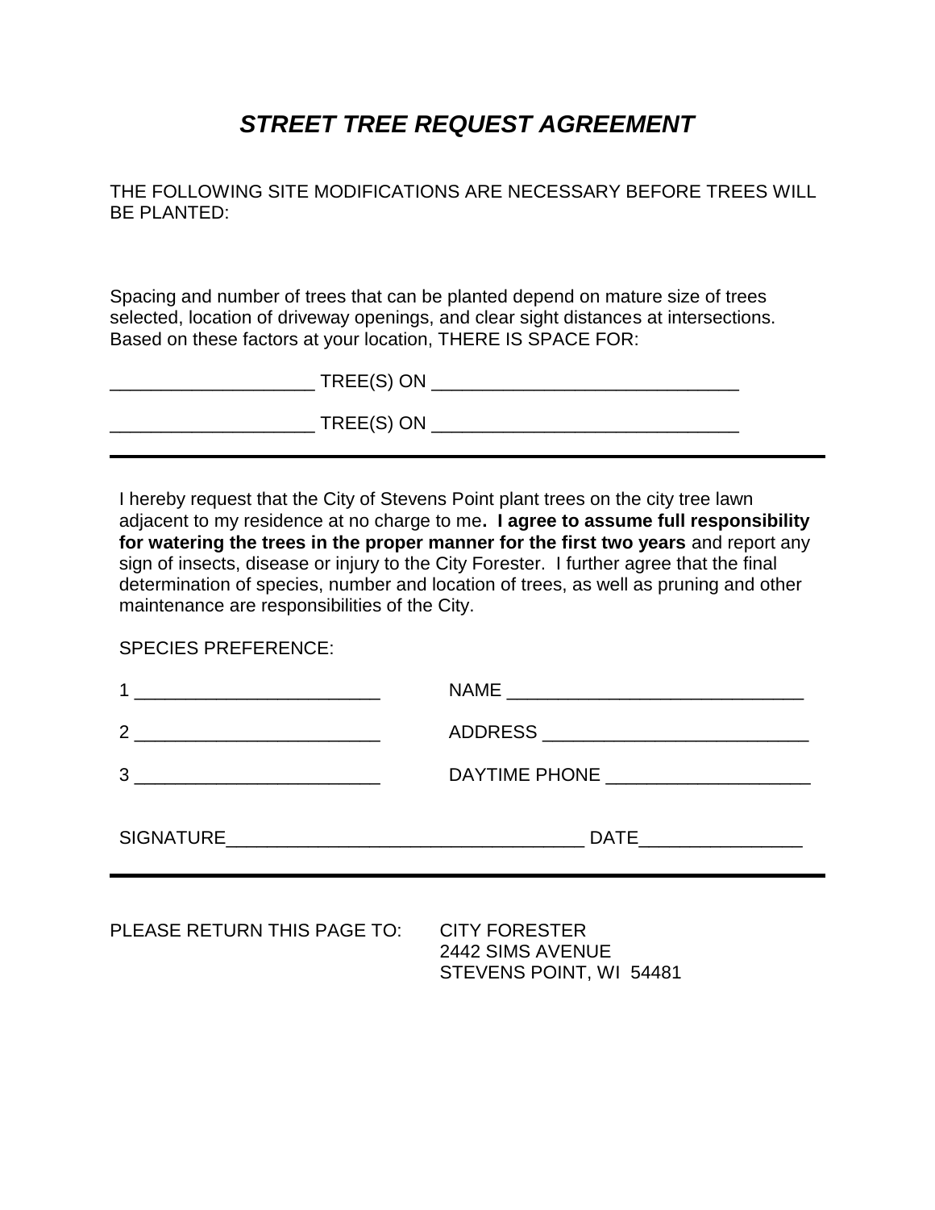# *STREET TREE REQUEST AGREEMENT*

THE FOLLOWING SITE MODIFICATIONS ARE NECESSARY BEFORE TREES WILL BE PLANTED:

Spacing and number of trees that can be planted depend on mature size of trees selected, location of driveway openings, and clear sight distances at intersections. Based on these factors at your location, THERE IS SPACE FOR:

____________________ TREE(S) ON ______________________________

____________________ TREE(S) ON ______________________________

---

I hereby request that the City of Stevens Point plant trees on the city tree lawn adjacent to my residence at no charge to me**. I agree to assume full responsibility for watering the trees in the proper manner for the first two years** and report any sign of insects, disease or injury to the City Forester. I further agree that the final determination of species, number and location of trees, as well as pruning and other maintenance are responsibilities of the City.

SPECIES PREFERENCE:

1 ________________________     NAME _____________________________

2 ________________________     ADDRESS __________________________

3 ________________________     DAYTIME PHONE ___________________

SIGNATURE___________________________________ DATE________________

---

PLEASE RETURN THIS PAGE TO:     CITY FORESTER
2442 SIMS AVENUE
STEVENS POINT, WI 54481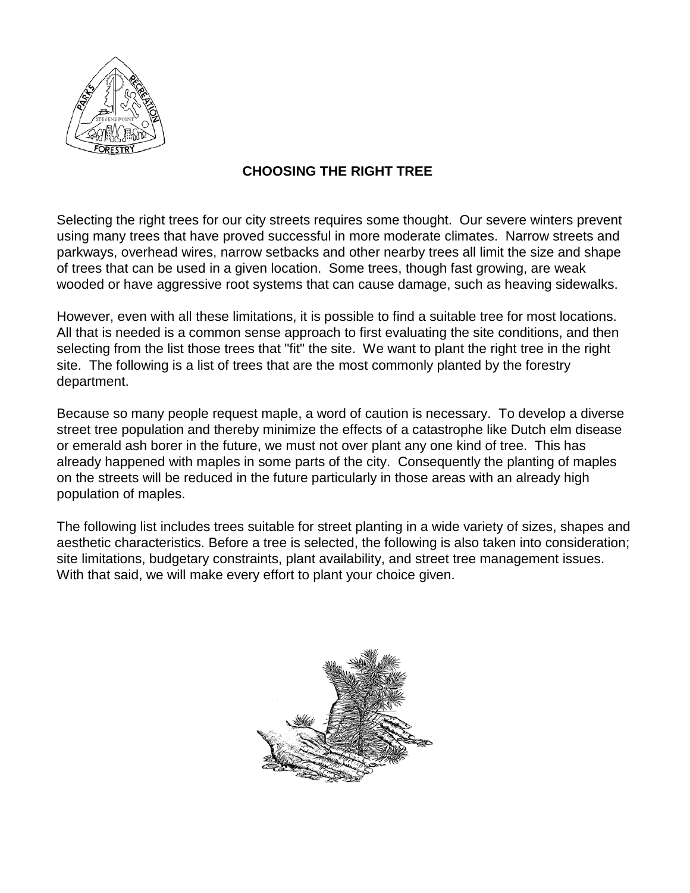# CHOOSING THE RIGHT TREE

Selecting the right trees for our city streets requires some thought. Our severe winters prevent using many trees that have proved successful in more moderate climates. Narrow streets and parkways, overhead wires, narrow setbacks and other nearby trees all limit the size and shape of trees that can be used in a given location. Some trees, though fast growing, are weak wooded or have aggressive root systems that can cause damage, such as heaving sidewalks.

However, even with all these limitations, it is possible to find a suitable tree for most locations. All that is needed is a common sense approach to first evaluating the site conditions, and then selecting from the list those trees that "fit" the site. We want to plant the right tree in the right site. The following is a list of trees that are the most commonly planted by the forestry department.

Because so many people request maple, a word of caution is necessary. To develop a diverse street tree population and thereby minimize the effects of a catastrophe like Dutch elm disease or emerald ash borer in the future, we must not over plant any one kind of tree. This has already happened with maples in some parts of the city. Consequently the planting of maples on the streets will be reduced in the future particularly in those areas with an already high population of maples.

The following list includes trees suitable for street planting in a wide variety of sizes, shapes and aesthetic characteristics. Before a tree is selected, the following is also taken into consideration; site limitations, budgetary constraints, plant availability, and street tree management issues. With that said, we will make every effort to plant your choice given.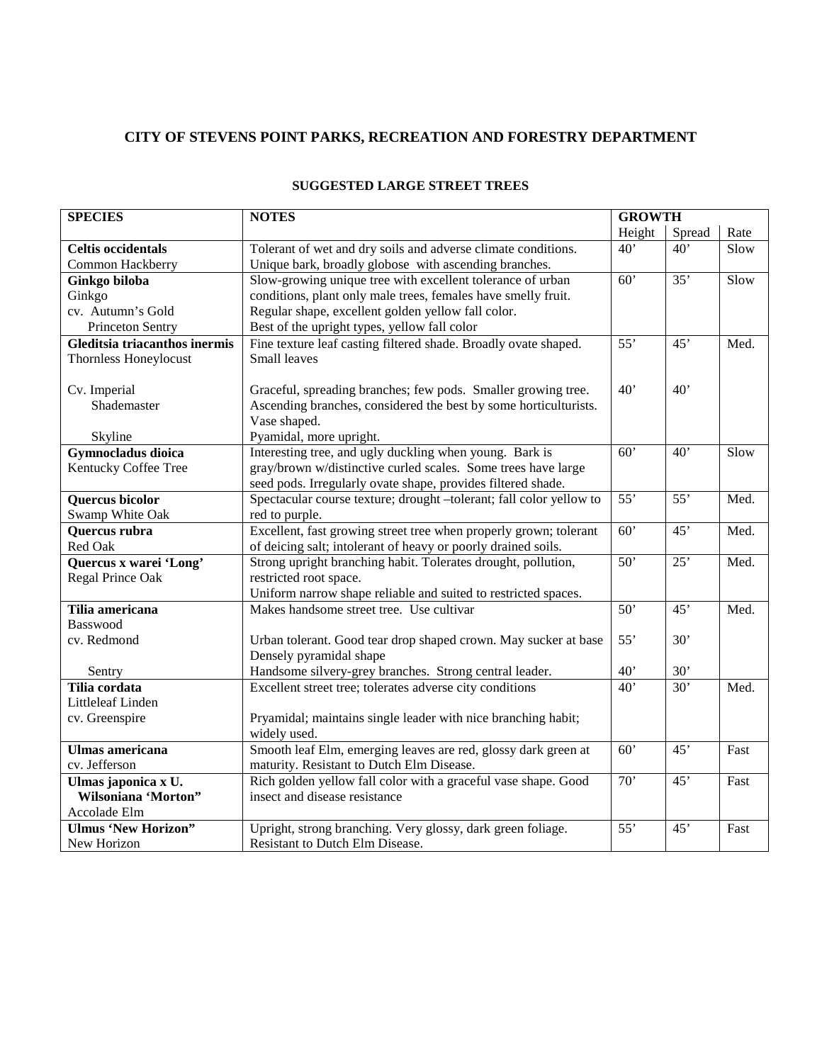# CITY OF STEVENS POINT PARKS, RECREATION AND FORESTRY DEPARTMENT

## SUGGESTED LARGE STREET TREES

| SPECIES | NOTES | GROWTH | | |
|---|---|---|---|---|
| | | Height | Spread | Rate |
| **Celtis occidentals**<br>Common Hackberry | Tolerant of wet and dry soils and adverse climate conditions. Unique bark, broadly globose with ascending branches. | 40' | 40' | Slow |
| **Ginkgo biloba**<br>Ginkgo<br>cv. Autumn's Gold<br>Princeton Sentry | Slow-growing unique tree with excellent tolerance of urban conditions, plant only male trees, females have smelly fruit.<br>Regular shape, excellent golden yellow fall color.<br>Best of the upright types, yellow fall color | 60' | 35' | Slow |
| **Gleditsia triacanthos inermis**<br>Thornless Honeylocust | Fine texture leaf casting filtered shade. Broadly ovate shaped. Small leaves | 55' | 45' | Med. |
| Cv. Imperial<br>Shademaster<br><br>Skyline | Graceful, spreading branches; few pods. Smaller growing tree.<br>Ascending branches, considered the best by some horticulturists. Vase shaped.<br>Pyamidal, more upright. | 40' | 40' | |
| **Gymnocladus dioica**<br>Kentucky Coffee Tree | Interesting tree, and ugly duckling when young. Bark is gray/brown w/distinctive curled scales. Some trees have large seed pods. Irregularly ovate shape, provides filtered shade. | 60' | 40' | Slow |
| **Quercus bicolor**<br>Swamp White Oak | Spectacular course texture; drought –tolerant; fall color yellow to red to purple. | 55' | 55' | Med. |
| **Quercus rubra**<br>Red Oak | Excellent, fast growing street tree when properly grown; tolerant of deicing salt; intolerant of heavy or poorly drained soils. | 60' | 45' | Med. |
| **Quercus x warei 'Long'**<br>Regal Prince Oak | Strong upright branching habit. Tolerates drought, pollution, restricted root space.<br>Uniform narrow shape reliable and suited to restricted spaces. | 50' | 25' | Med. |
| **Tilia americana**<br>Basswood | Makes handsome street tree. Use cultivar | 50' | 45' | Med. |
| cv. Redmond | Urban tolerant. Good tear drop shaped crown. May sucker at base<br>Densely pyramidal shape | 55' | 30' | |
| Sentry | Handsome silvery-grey branches. Strong central leader. | 40' | 30' | |
| **Tilia cordata**<br>Littleleaf Linden<br>cv. Greenspire | Excellent street tree; tolerates adverse city conditions<br><br>Pryamidal; maintains single leader with nice branching habit; widely used. | 40' | 30' | Med. |
| **Ulmas americana**<br>cv. Jefferson | Smooth leaf Elm, emerging leaves are red, glossy dark green at maturity. Resistant to Dutch Elm Disease. | 60' | 45' | Fast |
| **Ulmas japonica x U. Wilsoniana 'Morton"**<br>Accolade Elm | Rich golden yellow fall color with a graceful vase shape. Good insect and disease resistance | 70' | 45' | Fast |
| **Ulmus 'New Horizon"**<br>New Horizon | Upright, strong branching. Very glossy, dark green foliage. Resistant to Dutch Elm Disease. | 55' | 45' | Fast |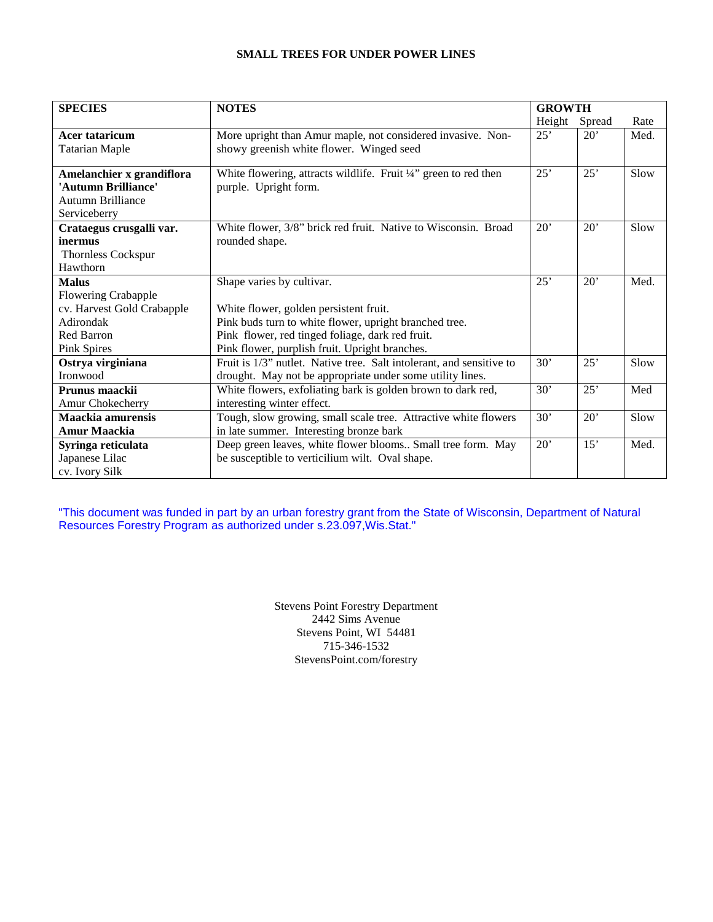# SMALL TREES FOR UNDER POWER LINES

| SPECIES | NOTES | GROWTH | | |
|---|---|---|---|---|
| | | Height | Spread | Rate |
| **Acer tataricum**<br>Tatarian Maple | More upright than Amur maple, not considered invasive. Non-showy greenish white flower. Winged seed | 25' | 20' | Med. |
| **Amelanchier x grandiflora 'Autumn Brilliance'**<br>Autumn Brilliance Serviceberry | White flowering, attracts wildlife. Fruit ¼" green to red then purple. Upright form. | 25' | 25' | Slow |
| **Crataegus crusgalli var. inermus**<br>Thornless Cockspur Hawthorn | White flower, 3/8" brick red fruit. Native to Wisconsin. Broad rounded shape. | 20' | 20' | Slow |
| **Malus**<br>Flowering Crabapple<br>cv. Harvest Gold Crabapple<br>Adirondak<br>Red Barron<br>Pink Spires | Shape varies by cultivar.<br><br>White flower, golden persistent fruit.<br>Pink buds turn to white flower, upright branched tree.<br>Pink flower, red tinged foliage, dark red fruit.<br>Pink flower, purplish fruit. Upright branches. | 25' | 20' | Med. |
| **Ostrya virginiana**<br>Ironwood | Fruit is 1/3" nutlet. Native tree. Salt intolerant, and sensitive to drought. May not be appropriate under some utility lines. | 30' | 25' | Slow |
| **Prunus maackii**<br>Amur Chokecherry | White flowers, exfoliating bark is golden brown to dark red, interesting winter effect. | 30' | 25' | Med |
| **Maackia amurensis**<br>**Amur Maackia** | Tough, slow growing, small scale tree. Attractive white flowers in late summer. Interesting bronze bark | 30' | 20' | Slow |
| **Syringa reticulata**<br>Japanese Lilac<br>cv. Ivory Silk | Deep green leaves, white flower blooms.. Small tree form. May be susceptible to verticilium wilt. Oval shape. | 20' | 15' | Med. |

"This document was funded in part by an urban forestry grant from the State of Wisconsin, Department of Natural Resources Forestry Program as authorized under s.23.097,Wis.Stat."

Stevens Point Forestry Department
2442 Sims Avenue
Stevens Point, WI 54481
715-346-1532
StevensPoint.com/forestry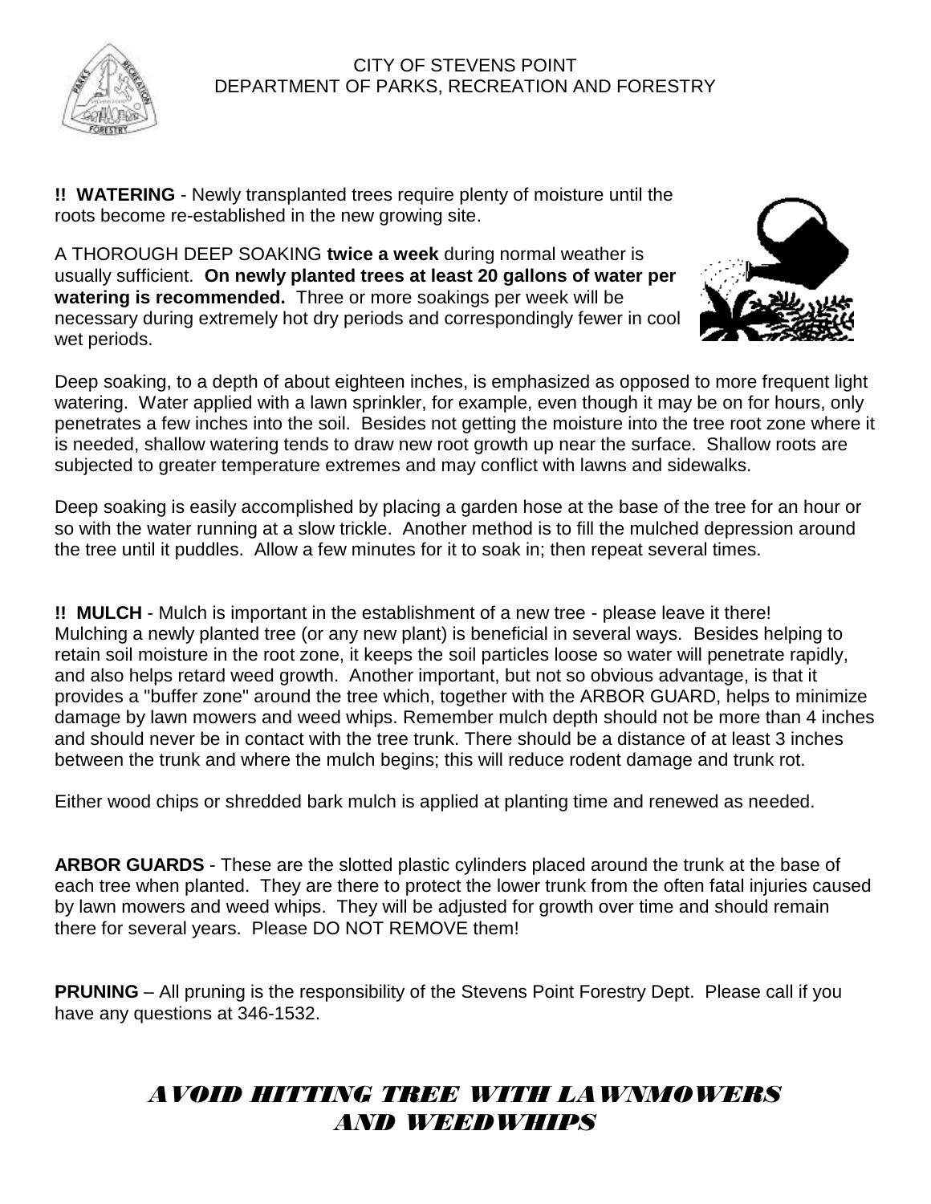CITY OF STEVENS POINT
DEPARTMENT OF PARKS, RECREATION AND FORESTRY

**!! WATERING** - Newly transplanted trees require plenty of moisture until the roots become re-established in the new growing site.

A THOROUGH DEEP SOAKING **twice a week** during normal weather is usually sufficient. **On newly planted trees at least 20 gallons of water per watering is recommended.** Three or more soakings per week will be necessary during extremely hot dry periods and correspondingly fewer in cool wet periods.

Deep soaking, to a depth of about eighteen inches, is emphasized as opposed to more frequent light watering. Water applied with a lawn sprinkler, for example, even though it may be on for hours, only penetrates a few inches into the soil. Besides not getting the moisture into the tree root zone where it is needed, shallow watering tends to draw new root growth up near the surface. Shallow roots are subjected to greater temperature extremes and may conflict with lawns and sidewalks.

Deep soaking is easily accomplished by placing a garden hose at the base of the tree for an hour or so with the water running at a slow trickle. Another method is to fill the mulched depression around the tree until it puddles. Allow a few minutes for it to soak in; then repeat several times.

**!! MULCH** - Mulch is important in the establishment of a new tree - please leave it there! Mulching a newly planted tree (or any new plant) is beneficial in several ways. Besides helping to retain soil moisture in the root zone, it keeps the soil particles loose so water will penetrate rapidly, and also helps retard weed growth. Another important, but not so obvious advantage, is that it provides a "buffer zone" around the tree which, together with the ARBOR GUARD, helps to minimize damage by lawn mowers and weed whips. Remember mulch depth should not be more than 4 inches and should never be in contact with the tree trunk. There should be a distance of at least 3 inches between the trunk and where the mulch begins; this will reduce rodent damage and trunk rot.

Either wood chips or shredded bark mulch is applied at planting time and renewed as needed.

**ARBOR GUARDS** - These are the slotted plastic cylinders placed around the trunk at the base of each tree when planted. They are there to protect the lower trunk from the often fatal injuries caused by lawn mowers and weed whips. They will be adjusted for growth over time and should remain there for several years. Please DO NOT REMOVE them!

**PRUNING** – All pruning is the responsibility of the Stevens Point Forestry Dept. Please call if you have any questions at 346-1532.

***AVOID HITTING TREE WITH LAWNMOWERS AND WEEDWHIPS***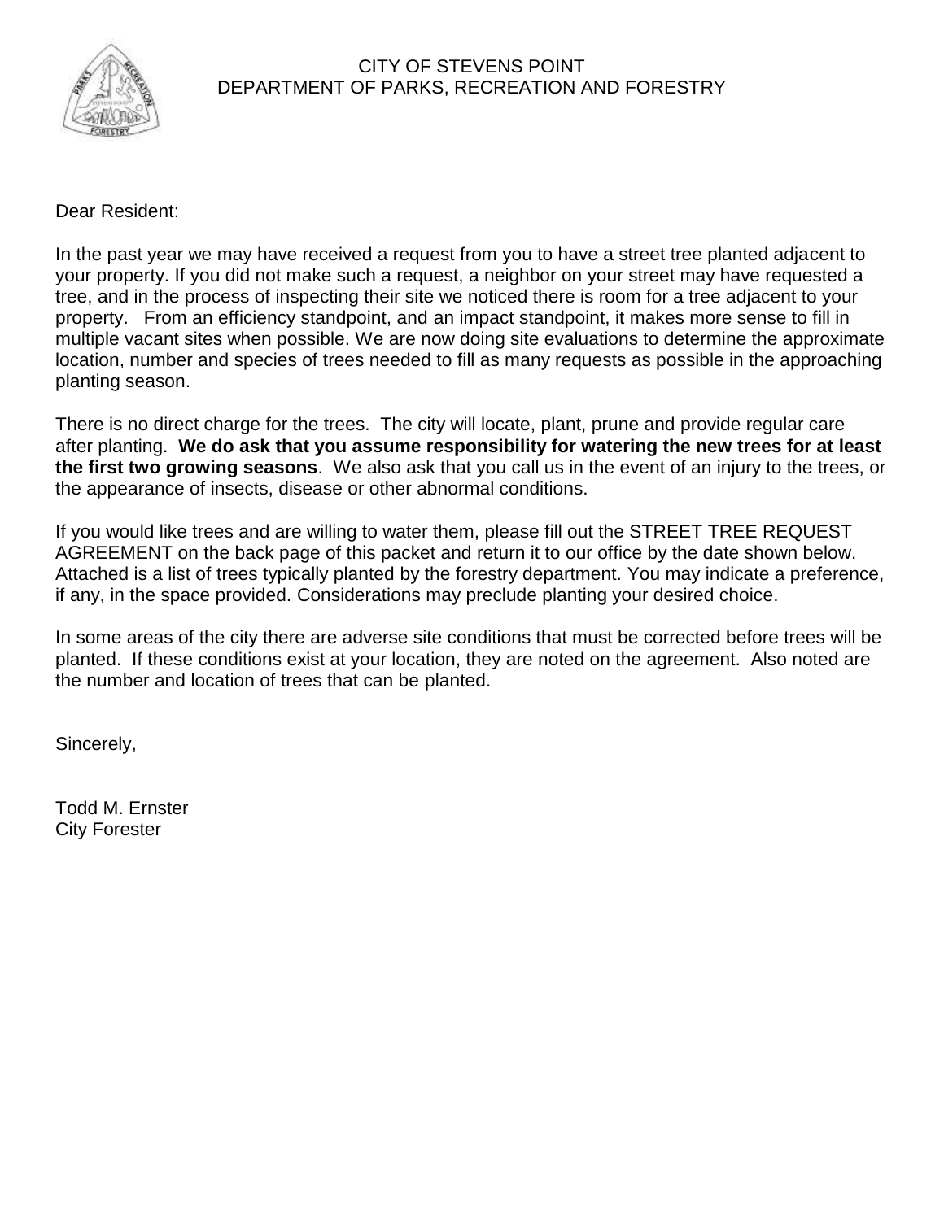CITY OF STEVENS POINT
DEPARTMENT OF PARKS, RECREATION AND FORESTRY

Dear Resident:

In the past year we may have received a request from you to have a street tree planted adjacent to your property. If you did not make such a request, a neighbor on your street may have requested a tree, and in the process of inspecting their site we noticed there is room for a tree adjacent to your property. From an efficiency standpoint, and an impact standpoint, it makes more sense to fill in multiple vacant sites when possible. We are now doing site evaluations to determine the approximate location, number and species of trees needed to fill as many requests as possible in the approaching planting season.

There is no direct charge for the trees. The city will locate, plant, prune and provide regular care after planting. **We do ask that you assume responsibility for watering the new trees for at least the first two growing seasons**. We also ask that you call us in the event of an injury to the trees, or the appearance of insects, disease or other abnormal conditions.

If you would like trees and are willing to water them, please fill out the STREET TREE REQUEST AGREEMENT on the back page of this packet and return it to our office by the date shown below. Attached is a list of trees typically planted by the forestry department. You may indicate a preference, if any, in the space provided. Considerations may preclude planting your desired choice.

In some areas of the city there are adverse site conditions that must be corrected before trees will be planted. If these conditions exist at your location, they are noted on the agreement. Also noted are the number and location of trees that can be planted.

Sincerely,

Todd M. Ernster
City Forester